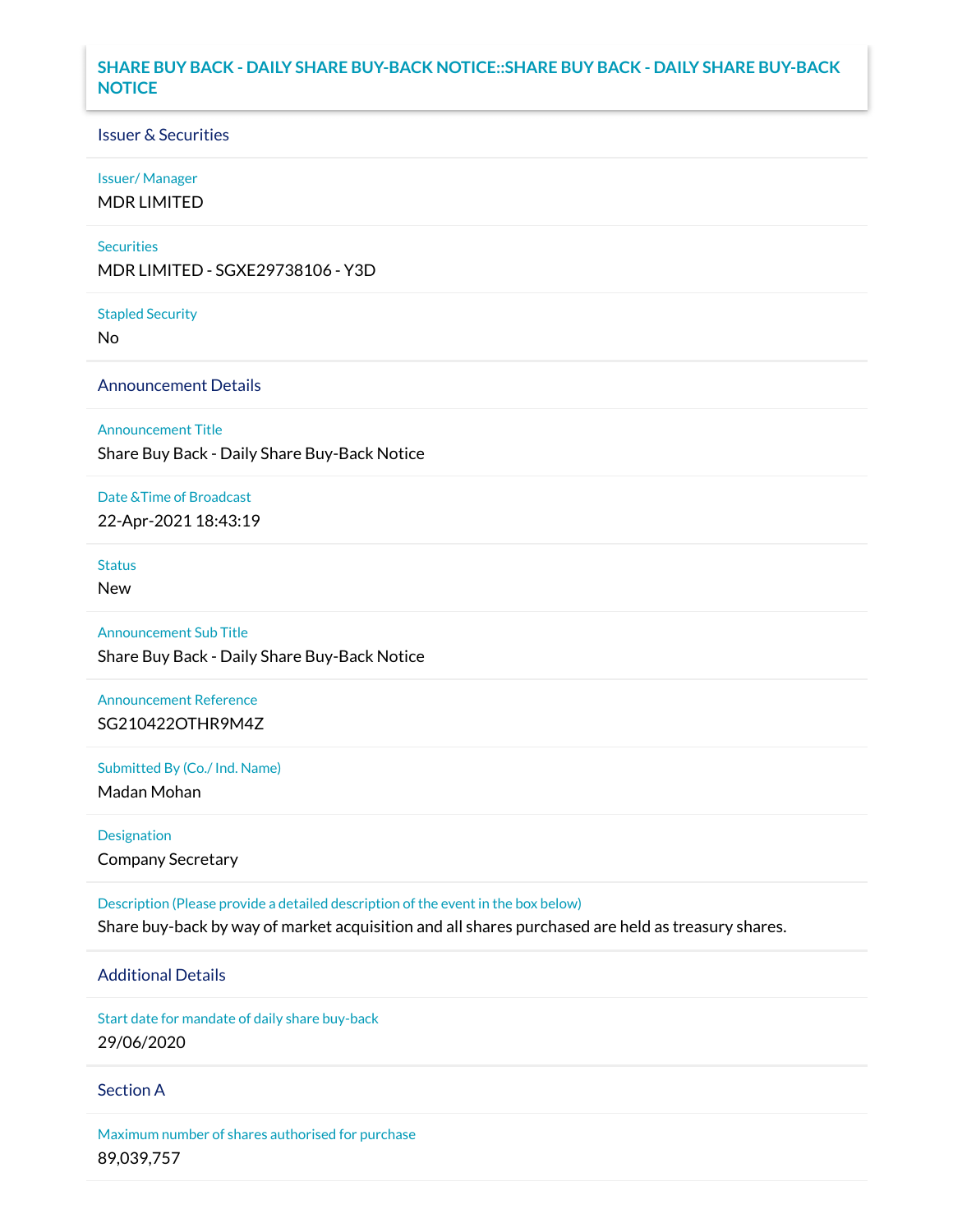# SHARE BUY BACK - DAILY SHARE BUY-BACK NOTICE::SHARE BUY BACK - DAILY SHARE BUY-BACK NOTICE

## Issuer & Securities

**Issuer/ Manager**

MDR LIMITED

**Securities**

MDR LIMITED - SGXE29738106 - Y3D

**Stapled Security**

No

## Announcement Details

**Announcement Title**

Share Buy Back - Daily Share Buy-Back Notice

**Date &Time of Broadcast**

22-Apr-2021 18:43:19

**Status**

New

**Announcement Sub Title**

Share Buy Back - Daily Share Buy-Back Notice

**Announcement Reference**

SG210422OTHR9M4Z

**Submitted By (Co./ Ind. Name)**

Madan Mohan

**Designation**

Company Secretary

**Description (Please provide a detailed description of the event in the box below)**

Share buy-back by way of market acquisition and all shares purchased are held as treasury shares.

## Additional Details

**Start date for mandate of daily share buy-back**

29/06/2020

## Section A

**Maximum number of shares authorised for purchase**

89,039,757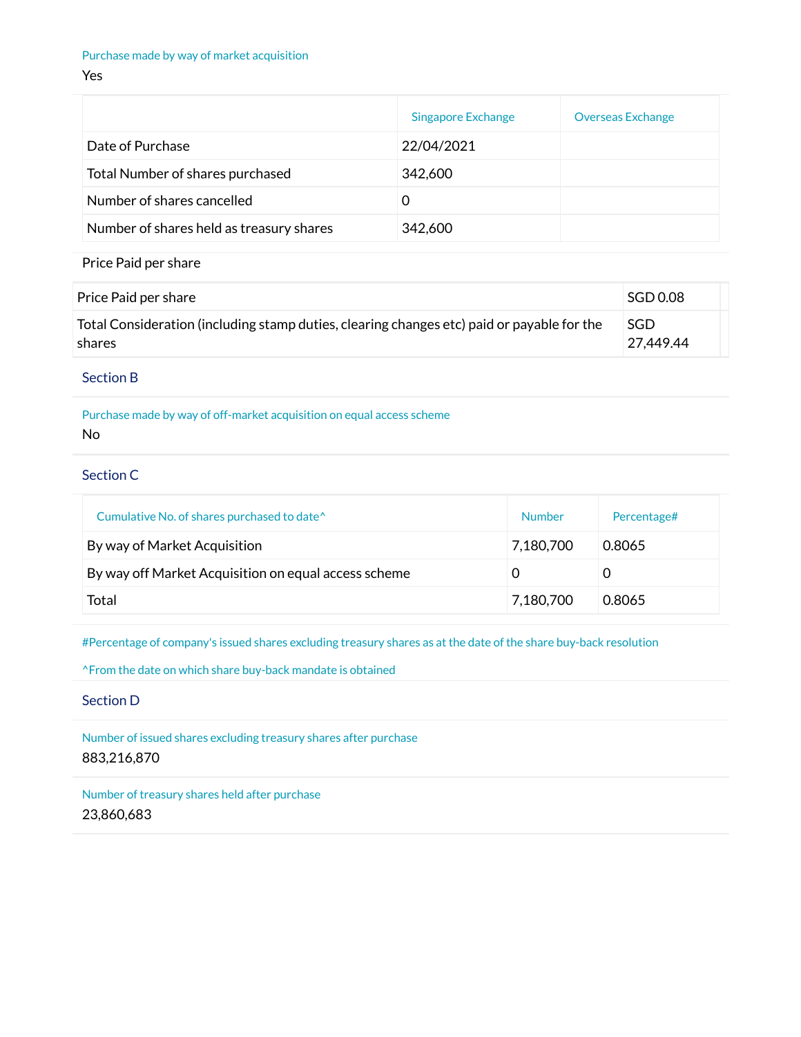Purchase made by way of market acquisition

Yes

| | Singapore Exchange | Overseas Exchange |
|---|---|---|
| Date of Purchase | 22/04/2021 | |
| Total Number of shares purchased | 342,600 | |
| Number of shares cancelled | 0 | |
| Number of shares held as treasury shares | 342,600 | |

Price Paid per share

| | |
|---|---|
| Price Paid per share | SGD 0.08 |
| Total Consideration (including stamp duties, clearing changes etc) paid or payable for the shares | SGD 27,449.44 |

## Section B

Purchase made by way of off-market acquisition on equal access scheme

No

## Section C

| Cumulative No. of shares purchased to date^ | Number | Percentage# |
|---|---|---|
| By way of Market Acquisition | 7,180,700 | 0.8065 |
| By way off Market Acquisition on equal access scheme | 0 | 0 |
| Total | 7,180,700 | 0.8065 |

#Percentage of company's issued shares excluding treasury shares as at the date of the share buy-back resolution

^From the date on which share buy-back mandate is obtained

## Section D

Number of issued shares excluding treasury shares after purchase

883,216,870

Number of treasury shares held after purchase

23,860,683